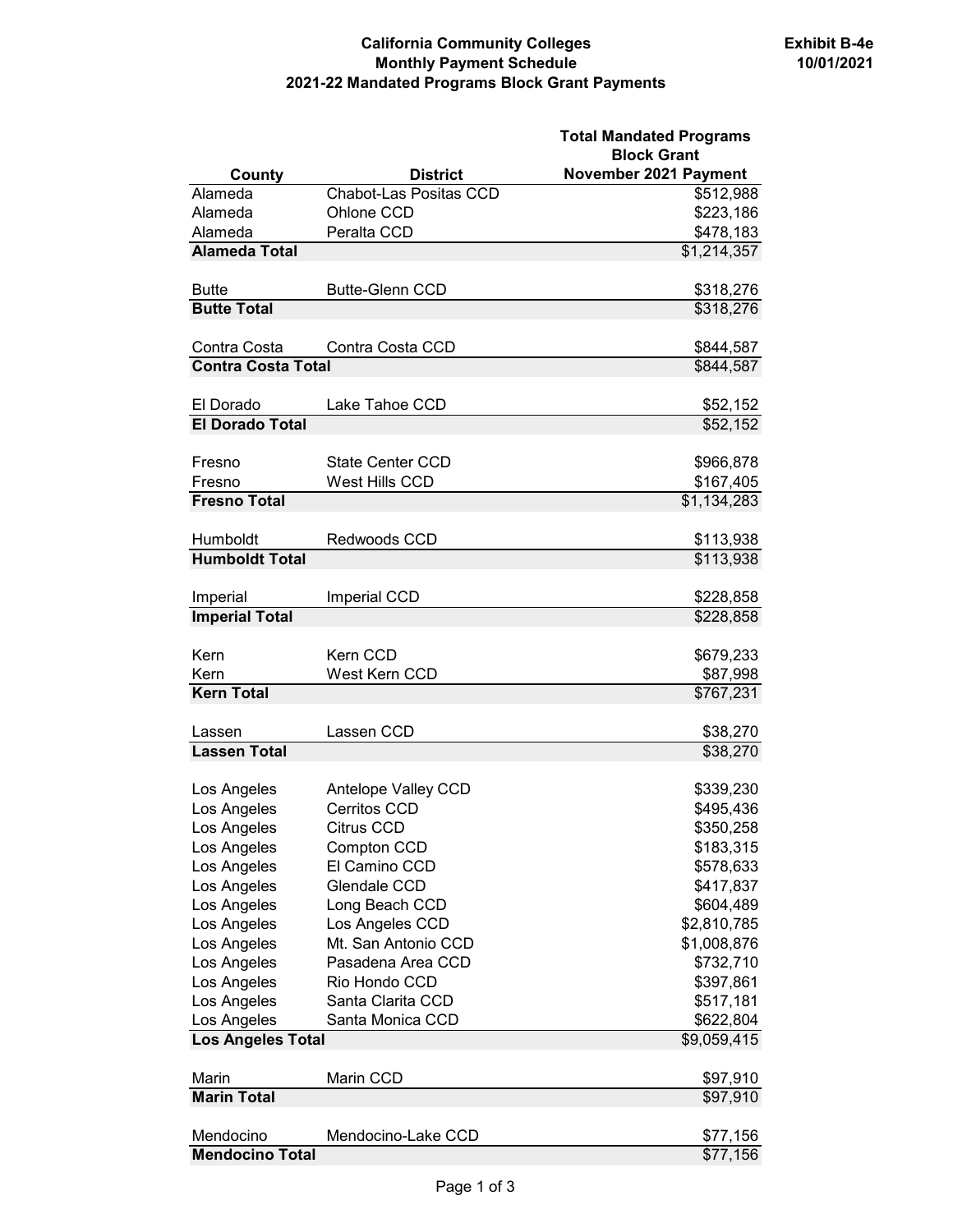**California Community Colleges**
**Monthly Payment Schedule**
**2021-22 Mandated Programs Block Grant Payments**

**Exhibit B-4e**
**10/01/2021**

| County | District | Total Mandated Programs Block Grant November 2021 Payment |
|---|---|---|
| Alameda | Chabot-Las Positas CCD | $512,988 |
| Alameda | Ohlone CCD | $223,186 |
| Alameda | Peralta CCD | $478,183 |
| **Alameda Total** | | $1,214,357 |
| | | |
| Butte | Butte-Glenn CCD | $318,276 |
| **Butte Total** | | $318,276 |
| | | |
| Contra Costa | Contra Costa CCD | $844,587 |
| **Contra Costa Total** | | $844,587 |
| | | |
| El Dorado | Lake Tahoe CCD | $52,152 |
| **El Dorado Total** | | $52,152 |
| | | |
| Fresno | State Center CCD | $966,878 |
| Fresno | West Hills CCD | $167,405 |
| **Fresno Total** | | $1,134,283 |
| | | |
| Humboldt | Redwoods CCD | $113,938 |
| **Humboldt Total** | | $113,938 |
| | | |
| Imperial | Imperial CCD | $228,858 |
| **Imperial Total** | | $228,858 |
| | | |
| Kern | Kern CCD | $679,233 |
| Kern | West Kern CCD | $87,998 |
| **Kern Total** | | $767,231 |
| | | |
| Lassen | Lassen CCD | $38,270 |
| **Lassen Total** | | $38,270 |
| | | |
| Los Angeles | Antelope Valley CCD | $339,230 |
| Los Angeles | Cerritos CCD | $495,436 |
| Los Angeles | Citrus CCD | $350,258 |
| Los Angeles | Compton CCD | $183,315 |
| Los Angeles | El Camino CCD | $578,633 |
| Los Angeles | Glendale CCD | $417,837 |
| Los Angeles | Long Beach CCD | $604,489 |
| Los Angeles | Los Angeles CCD | $2,810,785 |
| Los Angeles | Mt. San Antonio CCD | $1,008,876 |
| Los Angeles | Pasadena Area CCD | $732,710 |
| Los Angeles | Rio Hondo CCD | $397,861 |
| Los Angeles | Santa Clarita CCD | $517,181 |
| Los Angeles | Santa Monica CCD | $622,804 |
| **Los Angeles Total** | | $9,059,415 |
| | | |
| Marin | Marin CCD | $97,910 |
| **Marin Total** | | $97,910 |
| | | |
| Mendocino | Mendocino-Lake CCD | $77,156 |
| **Mendocino Total** | | $77,156 |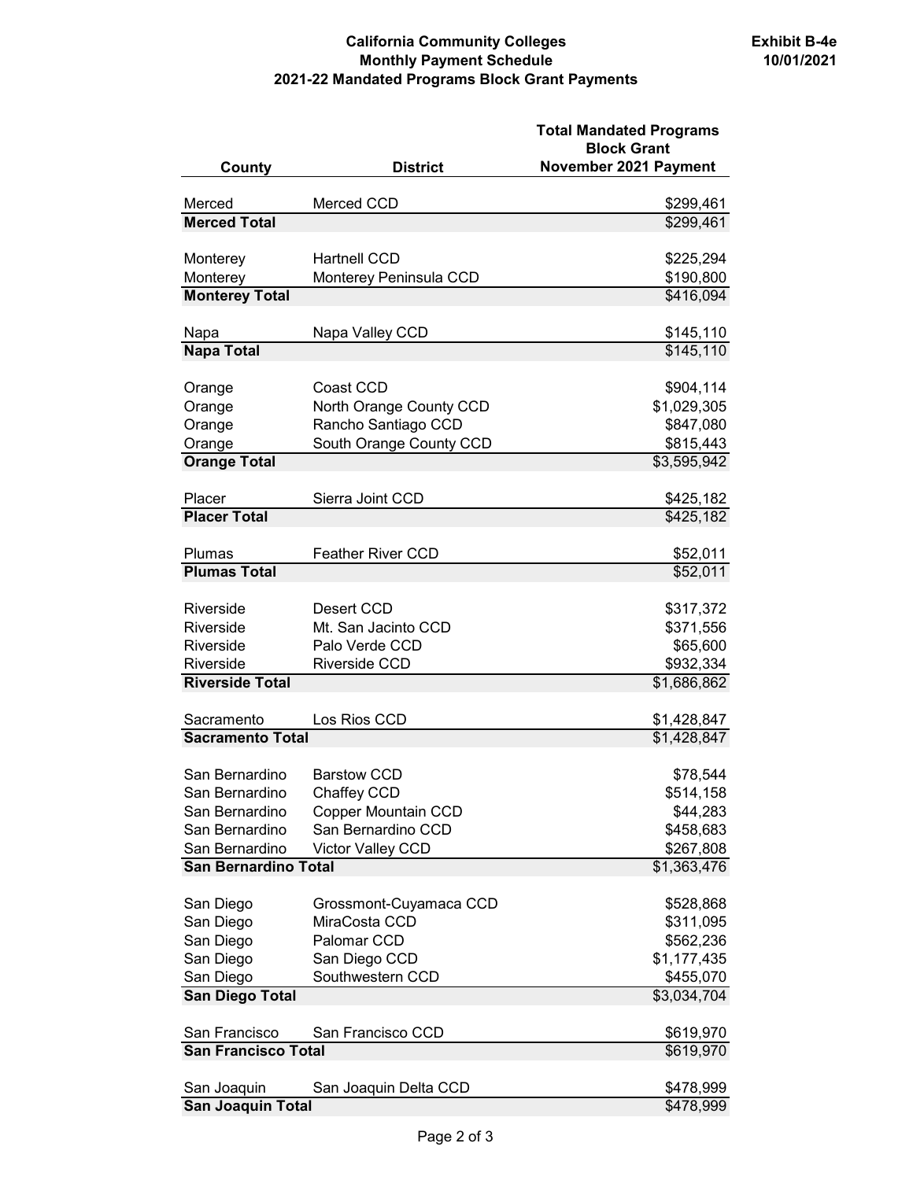**California Community Colleges**
**Monthly Payment Schedule**
**2021-22 Mandated Programs Block Grant Payments**

**Exhibit B-4e**
**10/01/2021**

| County | District | Total Mandated Programs Block Grant November 2021 Payment |
|---|---|---|
| Merced | Merced CCD | $299,461 |
| **Merced Total** | | $299,461 |
| Monterey | Hartnell CCD | $225,294 |
| Monterey | Monterey Peninsula CCD | $190,800 |
| **Monterey Total** | | $416,094 |
| Napa | Napa Valley CCD | $145,110 |
| **Napa Total** | | $145,110 |
| Orange | Coast CCD | $904,114 |
| Orange | North Orange County CCD | $1,029,305 |
| Orange | Rancho Santiago CCD | $847,080 |
| Orange | South Orange County CCD | $815,443 |
| **Orange Total** | | $3,595,942 |
| Placer | Sierra Joint CCD | $425,182 |
| **Placer Total** | | $425,182 |
| Plumas | Feather River CCD | $52,011 |
| **Plumas Total** | | $52,011 |
| Riverside | Desert CCD | $317,372 |
| Riverside | Mt. San Jacinto CCD | $371,556 |
| Riverside | Palo Verde CCD | $65,600 |
| Riverside | Riverside CCD | $932,334 |
| **Riverside Total** | | $1,686,862 |
| Sacramento | Los Rios CCD | $1,428,847 |
| **Sacramento Total** | | $1,428,847 |
| San Bernardino | Barstow CCD | $78,544 |
| San Bernardino | Chaffey CCD | $514,158 |
| San Bernardino | Copper Mountain CCD | $44,283 |
| San Bernardino | San Bernardino CCD | $458,683 |
| San Bernardino | Victor Valley CCD | $267,808 |
| **San Bernardino Total** | | $1,363,476 |
| San Diego | Grossmont-Cuyamaca CCD | $528,868 |
| San Diego | MiraCosta CCD | $311,095 |
| San Diego | Palomar CCD | $562,236 |
| San Diego | San Diego CCD | $1,177,435 |
| San Diego | Southwestern CCD | $455,070 |
| **San Diego Total** | | $3,034,704 |
| San Francisco | San Francisco CCD | $619,970 |
| **San Francisco Total** | | $619,970 |
| San Joaquin | San Joaquin Delta CCD | $478,999 |
| **San Joaquin Total** | | $478,999 |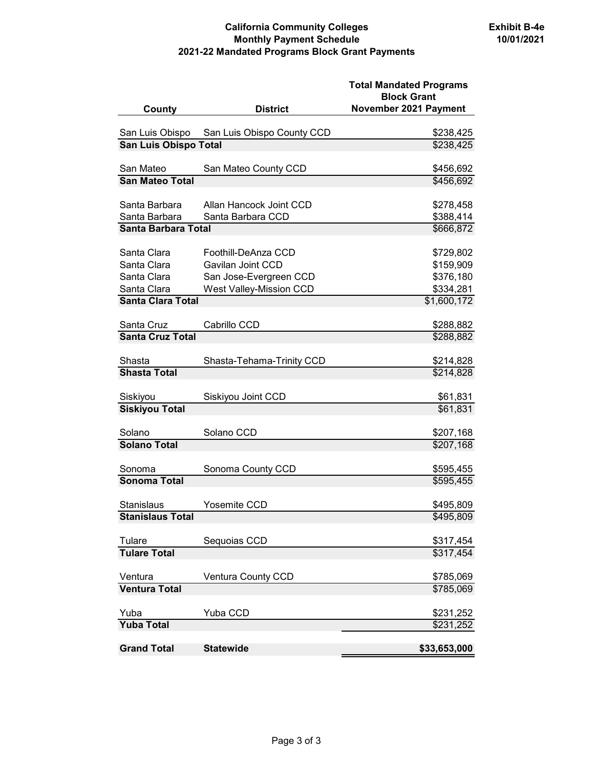**California Community Colleges**
**Monthly Payment Schedule**
**2021-22 Mandated Programs Block Grant Payments**

**Exhibit B-4e**
**10/01/2021**

| County | District | Total Mandated Programs Block Grant November 2021 Payment |
|---|---|---|
| San Luis Obispo | San Luis Obispo County CCD | $238,425 |
| **San Luis Obispo Total** | | $238,425 |
| San Mateo | San Mateo County CCD | $456,692 |
| **San Mateo Total** | | $456,692 |
| Santa Barbara | Allan Hancock Joint CCD | $278,458 |
| Santa Barbara | Santa Barbara CCD | $388,414 |
| **Santa Barbara Total** | | $666,872 |
| Santa Clara | Foothill-DeAnza CCD | $729,802 |
| Santa Clara | Gavilan Joint CCD | $159,909 |
| Santa Clara | San Jose-Evergreen CCD | $376,180 |
| Santa Clara | West Valley-Mission CCD | $334,281 |
| **Santa Clara Total** | | $1,600,172 |
| Santa Cruz | Cabrillo CCD | $288,882 |
| **Santa Cruz Total** | | $288,882 |
| Shasta | Shasta-Tehama-Trinity CCD | $214,828 |
| **Shasta Total** | | $214,828 |
| Siskiyou | Siskiyou Joint CCD | $61,831 |
| **Siskiyou Total** | | $61,831 |
| Solano | Solano CCD | $207,168 |
| **Solano Total** | | $207,168 |
| Sonoma | Sonoma County CCD | $595,455 |
| **Sonoma Total** | | $595,455 |
| Stanislaus | Yosemite CCD | $495,809 |
| **Stanislaus Total** | | $495,809 |
| Tulare | Sequoias CCD | $317,454 |
| **Tulare Total** | | $317,454 |
| Ventura | Ventura County CCD | $785,069 |
| **Ventura Total** | | $785,069 |
| Yuba | Yuba CCD | $231,252 |
| **Yuba Total** | | $231,252 |
| **Grand Total** | **Statewide** | **$33,653,000** |